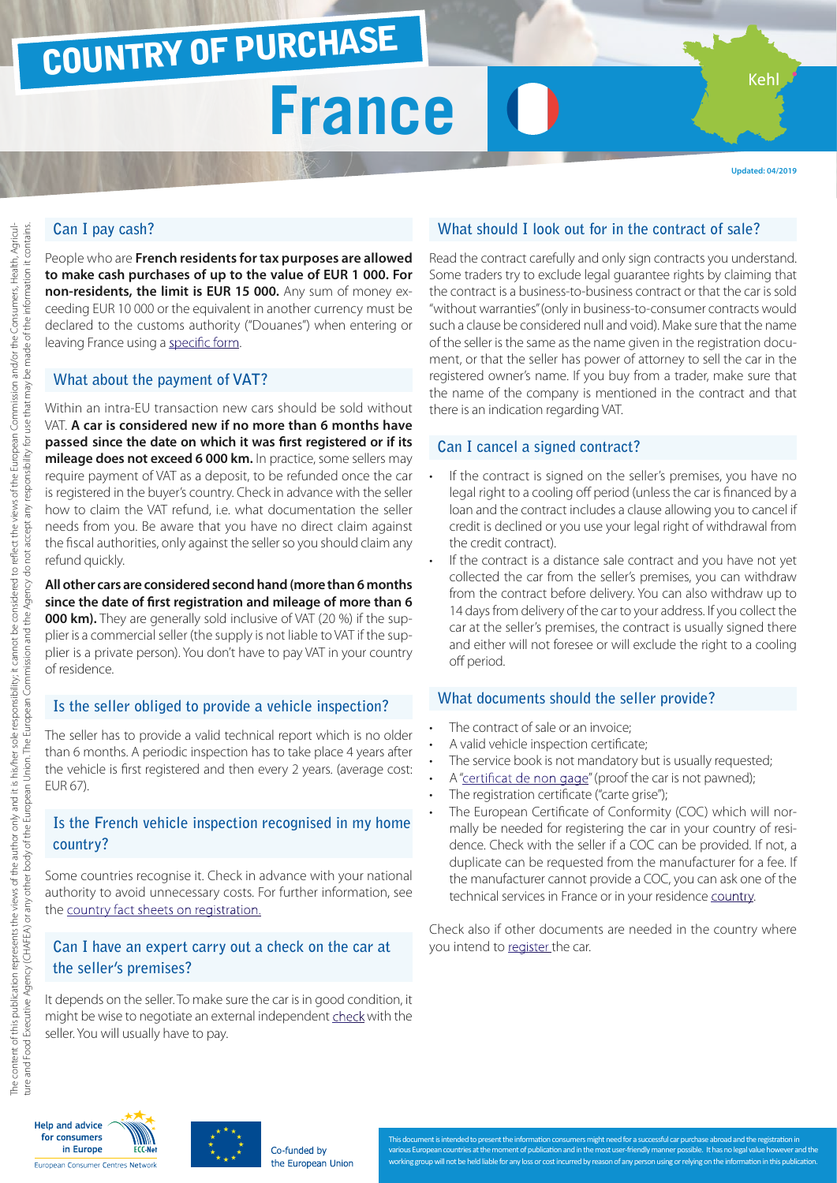# COUNTRY OF PURCHASE

# France

Kehl

Updated: 04/2019

## Can I pay cash?

People who are **French residents for tax purposes are allowed to make cash purchases of up to the value of EUR 1 000. For non-residents, the limit is EUR 15 000.** Any sum of money exceeding EUR 10 000 or the equivalent in another currency must be declared to the customs authority ("Douanes") when entering or leaving France using a specific form.

## What about the payment of VAT?

Within an intra-EU transaction new cars should be sold without VAT. **A car is considered new if no more than 6 months have passed since the date on which it was first registered or if its mileage does not exceed 6 000 km.** In practice, some sellers may require payment of VAT as a deposit, to be refunded once the car is registered in the buyer's country. Check in advance with the seller how to claim the VAT refund, i.e. what documentation the seller needs from you. Be aware that you have no direct claim against the fiscal authorities, only against the seller so you should claim any refund quickly.

**All other cars are considered second hand (more than 6 months since the date of first registration and mileage of more than 6 000 km).** They are generally sold inclusive of VAT (20 %) if the supplier is a commercial seller (the supply is not liable to VAT if the supplier is a private person). You don't have to pay VAT in your country of residence.

## Is the seller obliged to provide a vehicle inspection?

The seller has to provide a valid technical report which is no older than 6 months. A periodic inspection has to take place 4 years after the vehicle is first registered and then every 2 years. (average cost: EUR 67).

## Is the French vehicle inspection recognised in my home country?

Some countries recognise it. Check in advance with your national authority to avoid unnecessary costs. For further information, see the country fact sheets on registration.

## Can I have an expert carry out a check on the car at the seller's premises?

It depends on the seller. To make sure the car is in good condition, it might be wise to negotiate an external independent check with the seller. You will usually have to pay.

## What should I look out for in the contract of sale?

Read the contract carefully and only sign contracts you understand. Some traders try to exclude legal guarantee rights by claiming that the contract is a business-to-business contract or that the car is sold "without warranties" (only in business-to-consumer contracts would such a clause be considered null and void). Make sure that the name of the seller is the same as the name given in the registration document, or that the seller has power of attorney to sell the car in the registered owner's name. If you buy from a trader, make sure that the name of the company is mentioned in the contract and that there is an indication regarding VAT.

## Can I cancel a signed contract?

- If the contract is signed on the seller's premises, you have no legal right to a cooling off period (unless the car is financed by a loan and the contract includes a clause allowing you to cancel if credit is declined or you use your legal right of withdrawal from the credit contract).
- If the contract is a distance sale contract and you have not yet collected the car from the seller's premises, you can withdraw from the contract before delivery. You can also withdraw up to 14 days from delivery of the car to your address. If you collect the car at the seller's premises, the contract is usually signed there and either will not foresee or will exclude the right to a cooling off period.

## What documents should the seller provide?

- The contract of sale or an invoice;
- A valid vehicle inspection certificate;
- The service book is not mandatory but is usually requested;
- A "certificat de non gage" (proof the car is not pawned);
- The registration certificate ("carte grise");
- The European Certificate of Conformity (COC) which will normally be needed for registering the car in your country of residence. Check with the seller if a COC can be provided. If not, a duplicate can be requested from the manufacturer for a fee. If the manufacturer cannot provide a COC, you can ask one of the technical services in France or in your residence country.

Check also if other documents are needed in the country where you intend to register the car.

The content of this publication represents the views of the author only and it is his/her sole responsibility; it cannot be considered to reflect the views of the European Commission and/or the Consumers, Health, Agriculture and Food Executive Agency (CHAFEA) or any other body of the European Union. The European Commission and the Agency do not accept any responsibility for use that may be made of the information it contains.

Help and advice for consumers in Europe — European Consumer Centres Network (ECC-Net)

Co-funded by the European Union

This document is intended to present the information consumers might need for a successful car purchase abroad and the registration in various European countries at the moment of publication and in the most user-friendly manner possible. It has no legal value however and the working group will not be held liable for any loss or cost incurred by reason of any person using or relying on the information in this publication.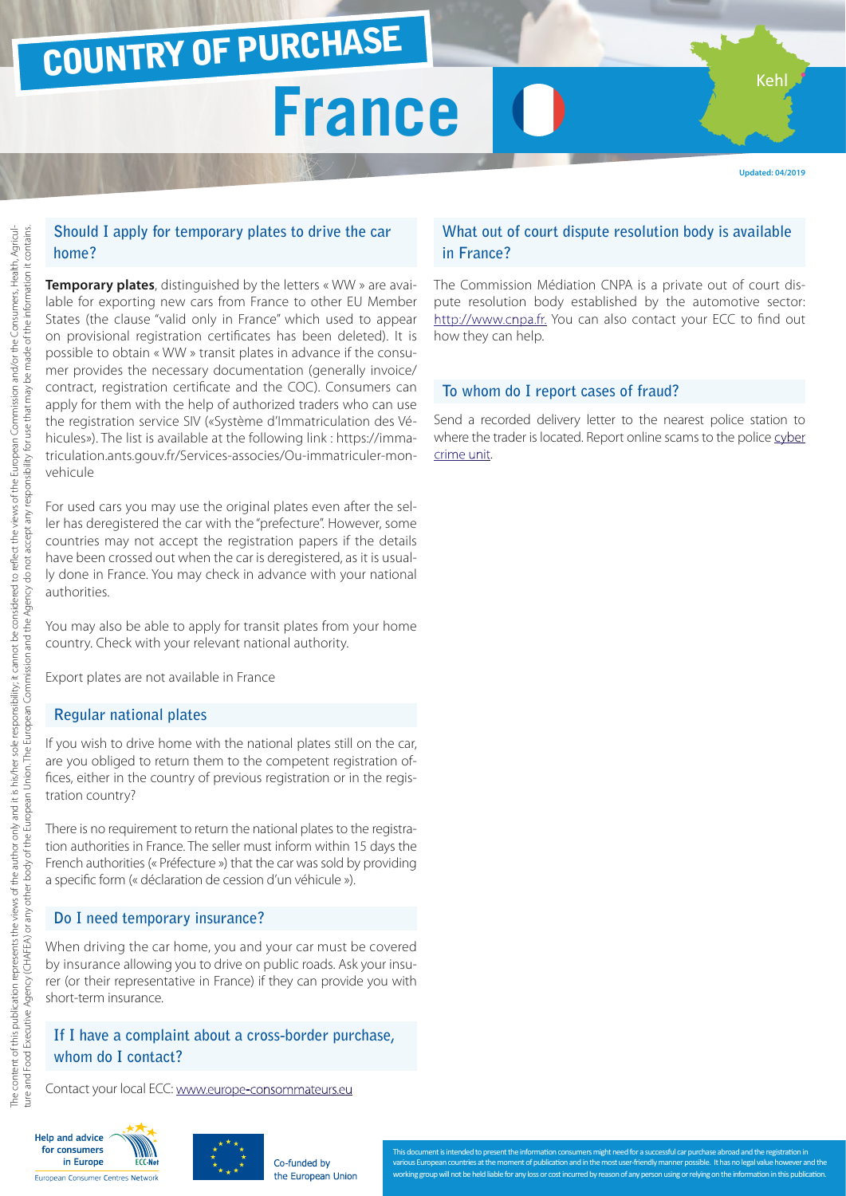# COUNTRY OF PURCHASE

# France

Kehl

Updated: 04/2019

The content of this publication represents the views of the author only and it is his/her sole responsibility; it cannot be considered to reflect the views of the European Commission and/or the Consumers, Health, Agriculture and Food Executive Agency (CHAFEA) or any other body of the European Union. The European Commission and the Agency do not accept any responsibility for use that may be made of the information it contains.

## Should I apply for temporary plates to drive the car home?

**Temporary plates**, distinguished by the letters « WW » are available for exporting new cars from France to other EU Member States (the clause "valid only in France" which used to appear on provisional registration certificates has been deleted). It is possible to obtain « WW » transit plates in advance if the consumer provides the necessary documentation (generally invoice/contract, registration certificate and the COC). Consumers can apply for them with the help of authorized traders who can use the registration service SIV («Système d'Immatriculation des Véhicules»). The list is available at the following link : https://immatriculation.ants.gouv.fr/Services-associes/Ou-immatriculer-mon-vehicule

For used cars you may use the original plates even after the seller has deregistered the car with the "prefecture". However, some countries may not accept the registration papers if the details have been crossed out when the car is deregistered, as it is usually done in France. You may check in advance with your national authorities.

You may also be able to apply for transit plates from your home country. Check with your relevant national authority.

Export plates are not available in France

## Regular national plates

If you wish to drive home with the national plates still on the car, are you obliged to return them to the competent registration offices, either in the country of previous registration or in the registration country?

There is no requirement to return the national plates to the registration authorities in France. The seller must inform within 15 days the French authorities (« Préfecture ») that the car was sold by providing a specific form (« déclaration de cession d'un véhicule »).

## Do I need temporary insurance?

When driving the car home, you and your car must be covered by insurance allowing you to drive on public roads. Ask your insurer (or their representative in France) if they can provide you with short-term insurance.

## If I have a complaint about a cross-border purchase, whom do I contact?

Contact your local ECC: www.europe-consommateurs.eu

## What out of court dispute resolution body is available in France?

The Commission Médiation CNPA is a private out of court dispute resolution body established by the automotive sector: http://www.cnpa.fr. You can also contact your ECC to find out how they can help.

## To whom do I report cases of fraud?

Send a recorded delivery letter to the nearest police station to where the trader is located. Report online scams to the police cyber crime unit.

Help and advice for consumers in Europe

ECC-Net

European Consumer Centres Network

Co-funded by the European Union

This document is intended to present the information consumers might need for a successful car purchase abroad and the registration in various European countries at the moment of publication and in the most user-friendly manner possible. It has no legal value however and the working group will not be held liable for any loss or cost incurred by reason of any person using or relying on the information in this publication.